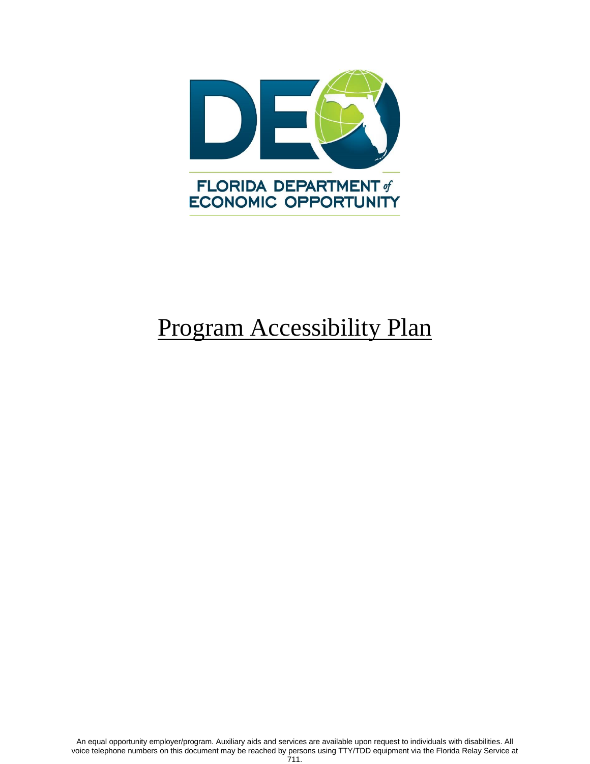FLORIDA DEPARTMENT of ECONOMIC OPPORTUNITY

# Program Accessibility Plan

An equal opportunity employer/program. Auxiliary aids and services are available upon request to individuals with disabilities. All voice telephone numbers on this document may be reached by persons using TTY/TDD equipment via the Florida Relay Service at 711.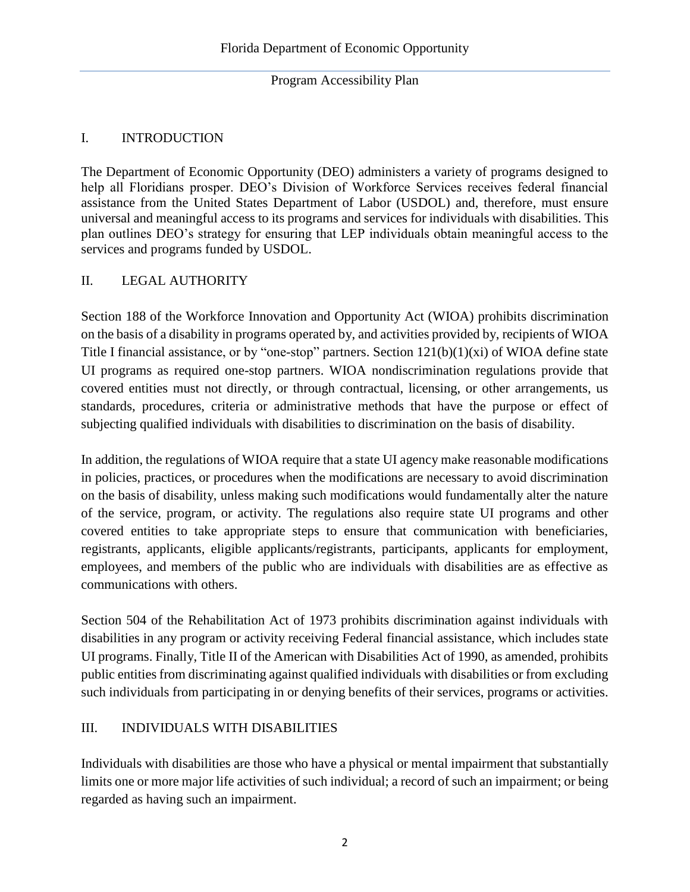## I. INTRODUCTION

The Department of Economic Opportunity (DEO) administers a variety of programs designed to help all Floridians prosper. DEO's Division of Workforce Services receives federal financial assistance from the United States Department of Labor (USDOL) and, therefore, must ensure universal and meaningful access to its programs and services for individuals with disabilities. This plan outlines DEO's strategy for ensuring that LEP individuals obtain meaningful access to the services and programs funded by USDOL.

## II. LEGAL AUTHORITY

Section 188 of the Workforce Innovation and Opportunity Act (WIOA) prohibits discrimination on the basis of a disability in programs operated by, and activities provided by, recipients of WIOA Title I financial assistance, or by "one-stop" partners. Section 121(b)(1)(xi) of WIOA define state UI programs as required one-stop partners. WIOA nondiscrimination regulations provide that covered entities must not directly, or through contractual, licensing, or other arrangements, us standards, procedures, criteria or administrative methods that have the purpose or effect of subjecting qualified individuals with disabilities to discrimination on the basis of disability.

In addition, the regulations of WIOA require that a state UI agency make reasonable modifications in policies, practices, or procedures when the modifications are necessary to avoid discrimination on the basis of disability, unless making such modifications would fundamentally alter the nature of the service, program, or activity. The regulations also require state UI programs and other covered entities to take appropriate steps to ensure that communication with beneficiaries, registrants, applicants, eligible applicants/registrants, participants, applicants for employment, employees, and members of the public who are individuals with disabilities are as effective as communications with others.

Section 504 of the Rehabilitation Act of 1973 prohibits discrimination against individuals with disabilities in any program or activity receiving Federal financial assistance, which includes state UI programs. Finally, Title II of the American with Disabilities Act of 1990, as amended, prohibits public entities from discriminating against qualified individuals with disabilities or from excluding such individuals from participating in or denying benefits of their services, programs or activities.

## III. INDIVIDUALS WITH DISABILITIES

Individuals with disabilities are those who have a physical or mental impairment that substantially limits one or more major life activities of such individual; a record of such an impairment; or being regarded as having such an impairment.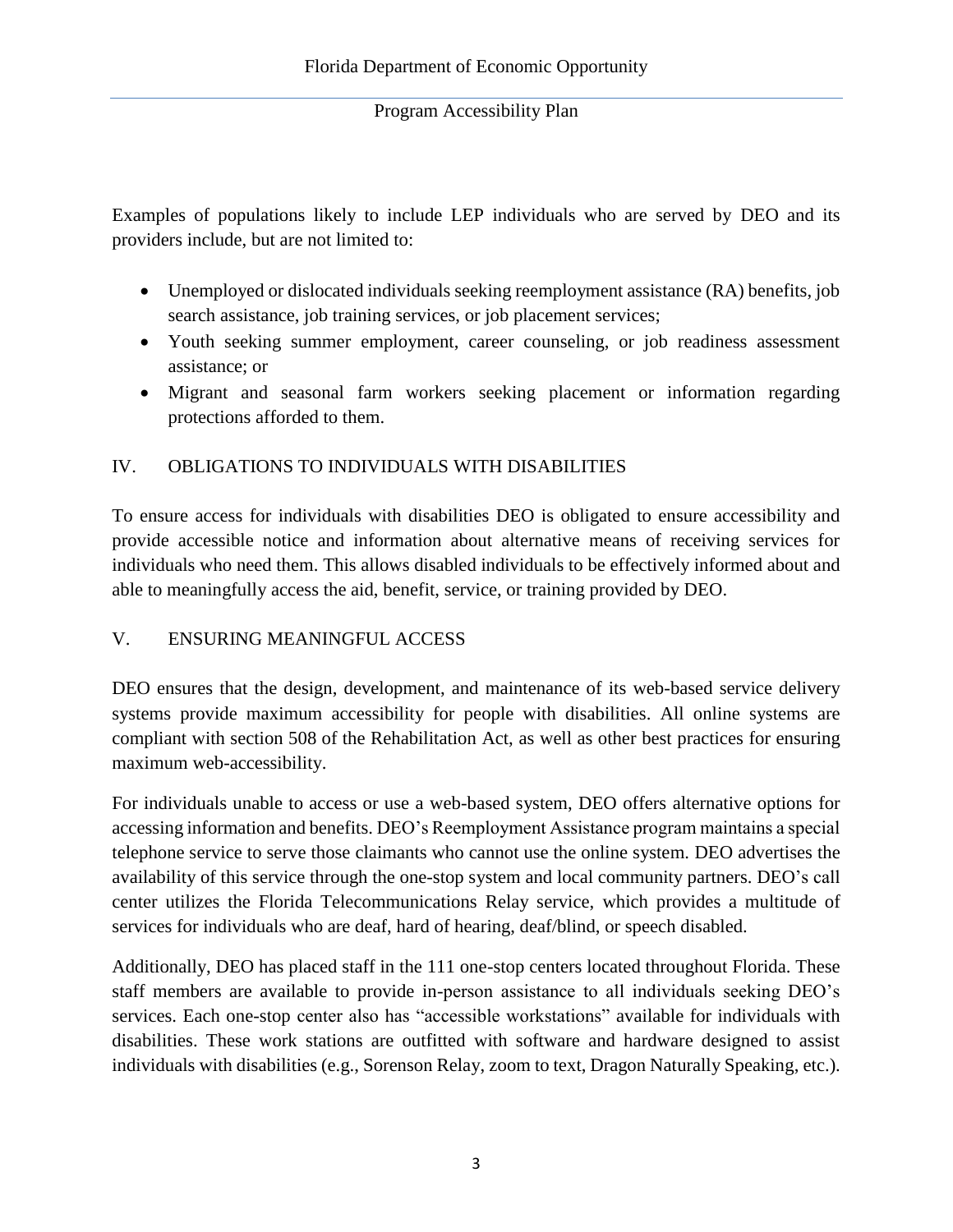Examples of populations likely to include LEP individuals who are served by DEO and its providers include, but are not limited to:

- Unemployed or dislocated individuals seeking reemployment assistance (RA) benefits, job search assistance, job training services, or job placement services;
- Youth seeking summer employment, career counseling, or job readiness assessment assistance; or
- Migrant and seasonal farm workers seeking placement or information regarding protections afforded to them.

## IV. OBLIGATIONS TO INDIVIDUALS WITH DISABILITIES

To ensure access for individuals with disabilities DEO is obligated to ensure accessibility and provide accessible notice and information about alternative means of receiving services for individuals who need them. This allows disabled individuals to be effectively informed about and able to meaningfully access the aid, benefit, service, or training provided by DEO.

## V. ENSURING MEANINGFUL ACCESS

DEO ensures that the design, development, and maintenance of its web-based service delivery systems provide maximum accessibility for people with disabilities. All online systems are compliant with section 508 of the Rehabilitation Act, as well as other best practices for ensuring maximum web-accessibility.

For individuals unable to access or use a web-based system, DEO offers alternative options for accessing information and benefits. DEO's Reemployment Assistance program maintains a special telephone service to serve those claimants who cannot use the online system. DEO advertises the availability of this service through the one-stop system and local community partners. DEO's call center utilizes the Florida Telecommunications Relay service, which provides a multitude of services for individuals who are deaf, hard of hearing, deaf/blind, or speech disabled.

Additionally, DEO has placed staff in the 111 one-stop centers located throughout Florida. These staff members are available to provide in-person assistance to all individuals seeking DEO's services. Each one-stop center also has "accessible workstations" available for individuals with disabilities. These work stations are outfitted with software and hardware designed to assist individuals with disabilities (e.g., Sorenson Relay, zoom to text, Dragon Naturally Speaking, etc.).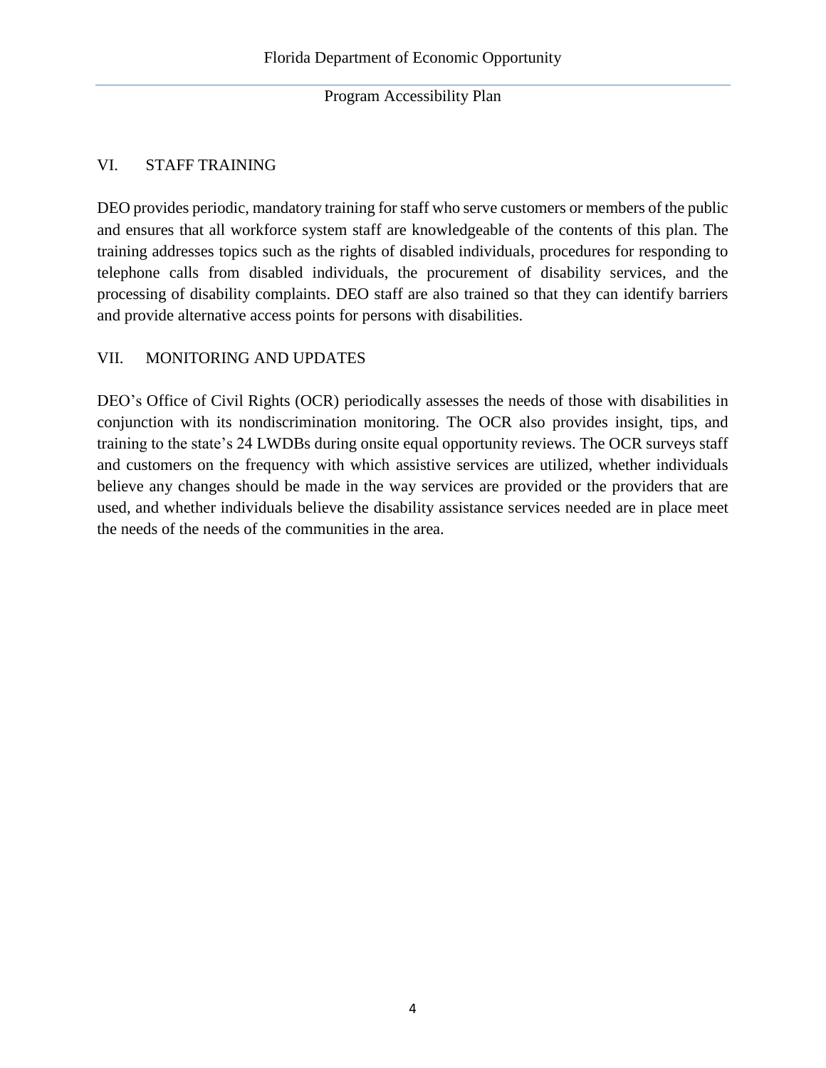## VI. STAFF TRAINING

DEO provides periodic, mandatory training for staff who serve customers or members of the public and ensures that all workforce system staff are knowledgeable of the contents of this plan. The training addresses topics such as the rights of disabled individuals, procedures for responding to telephone calls from disabled individuals, the procurement of disability services, and the processing of disability complaints. DEO staff are also trained so that they can identify barriers and provide alternative access points for persons with disabilities.

## VII. MONITORING AND UPDATES

DEO's Office of Civil Rights (OCR) periodically assesses the needs of those with disabilities in conjunction with its nondiscrimination monitoring. The OCR also provides insight, tips, and training to the state's 24 LWDBs during onsite equal opportunity reviews. The OCR surveys staff and customers on the frequency with which assistive services are utilized, whether individuals believe any changes should be made in the way services are provided or the providers that are used, and whether individuals believe the disability assistance services needed are in place meet the needs of the needs of the communities in the area.